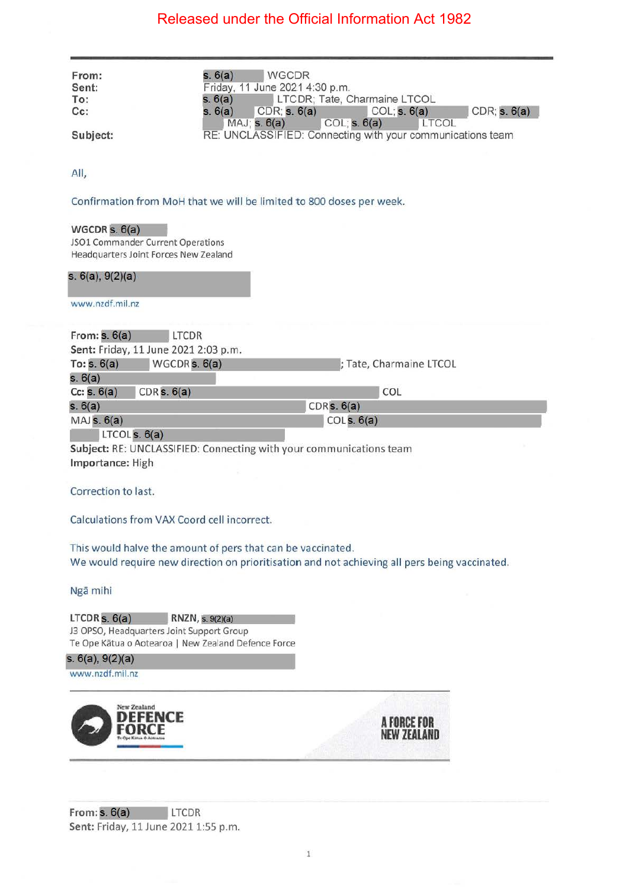Released under the Official Information Act 1982

---

**From:** s. 6(a) WGCDR
**Sent:** Friday, 11 June 2021 4:30 p.m.
**To:** s. 6(a) LTCDR; Tate, Charmaine LTCOL
**Cc:** s. 6(a) CDR; s. 6(a) COL; s. 6(a) CDR; s. 6(a) MAJ; s. 6(a) COL; s. 6(a) LTCOL
**Subject:** RE: UNCLASSIFIED: Connecting with your communications team

All,

Confirmation from MoH that we will be limited to 800 doses per week.

**WGCDR** s. 6(a)
JSO1 Commander Current Operations
Headquarters Joint Forces New Zealand

s. 6(a), 9(2)(a)

www.nzdf.mil.nz

**From:** s. 6(a) LTCDR
**Sent:** Friday, 11 June 2021 2:03 p.m.
**To:** s. 6(a) WGCDR s. 6(a); Tate, Charmaine LTCOL
s. 6(a)
**Cc:** s. 6(a) CDR s. 6(a) COL
s. 6(a) CDR s. 6(a)
MAJ s. 6(a) COL s. 6(a)
LTCOL s. 6(a)
**Subject:** RE: UNCLASSIFIED: Connecting with your communications team
**Importance:** High

Correction to last.

Calculations from VAX Coord cell incorrect.

This would halve the amount of pers that can be vaccinated.
We would require new direction on prioritisation and not achieving all pers being vaccinated.

Ngā mihi

**LTCDR** s. 6(a) **RNZN**, s. 9(2)(a)
J3 OPSO, Headquarters Joint Support Group
Te Ope Kātua o Aotearoa | New Zealand Defence Force

s. 6(a), 9(2)(a)

www.nzdf.mil.nz

New Zealand DEFENCE FORCE Te Ope Kātua o Aotearoa — A FORCE FOR NEW ZEALAND

**From:** s. 6(a) LTCDR
**Sent:** Friday, 11 June 2021 1:55 p.m.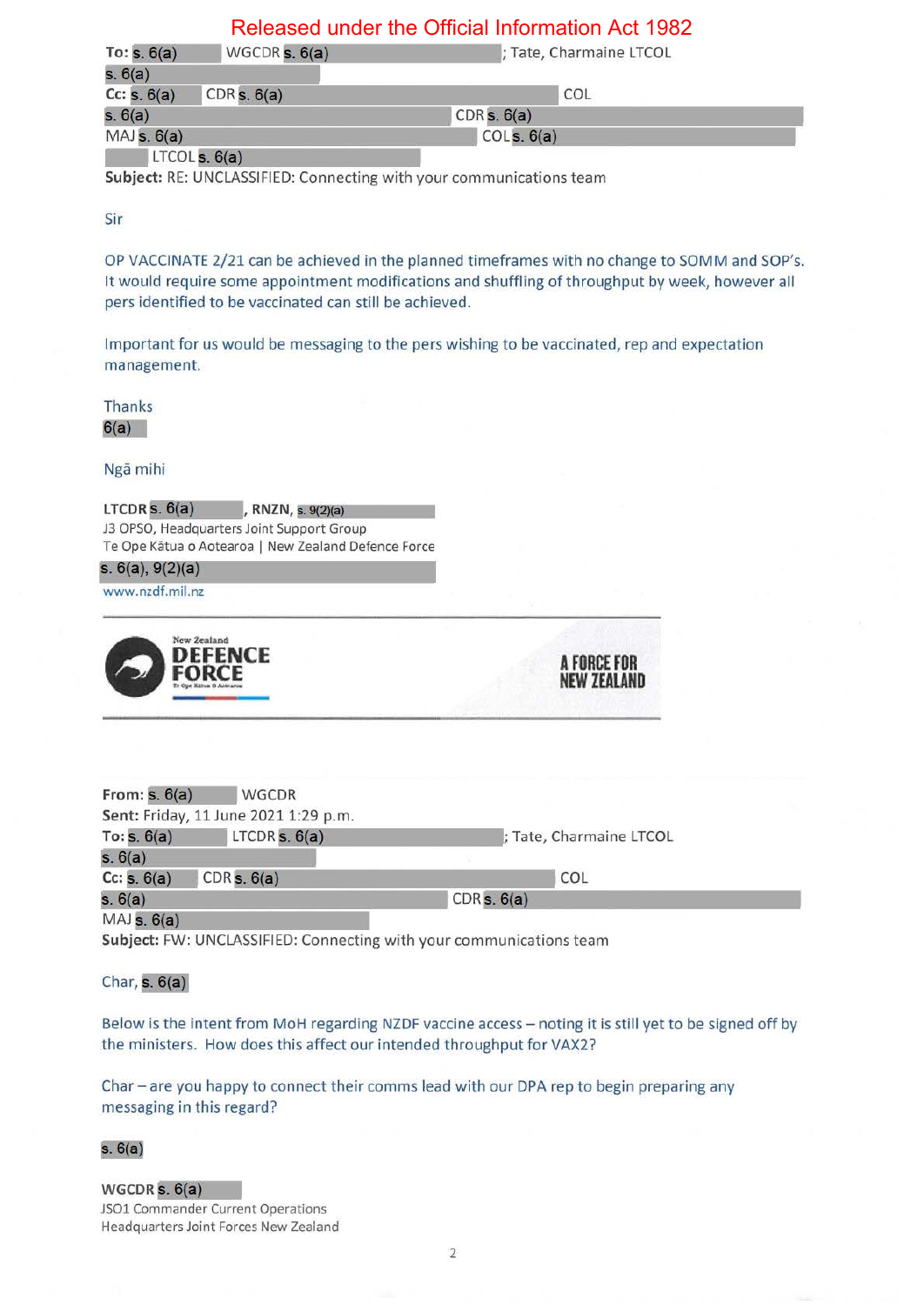Released under the Official Information Act 1982

**To:** s. 6(a) WGCDR s. 6(a); Tate, Charmaine LTCOL
s. 6(a)
**Cc:** s. 6(a) CDR s. 6(a) COL
s. 6(a) CDR s. 6(a)
MAJ s. 6(a) COL s. 6(a)
LTCOL s. 6(a)
**Subject:** RE: UNCLASSIFIED: Connecting with your communications team

Sir

OP VACCINATE 2/21 can be achieved in the planned timeframes with no change to SOMM and SOP's. It would require some appointment modifications and shuffling of throughput by week, however all pers identified to be vaccinated can still be achieved.

Important for us would be messaging to the pers wishing to be vaccinated, rep and expectation management.

Thanks
6(a)

Ngā mihi

**LTCDR** s. 6(a), **RNZN**, s. 9(2)(a)
J3 OPSO, Headquarters Joint Support Group
Te Ope Kātua o Aotearoa | New Zealand Defence Force
s. 6(a), 9(2)(a)
www.nzdf.mil.nz

New Zealand DEFENCE FORCE — A FORCE FOR NEW ZEALAND

**From:** s. 6(a) WGCDR
**Sent:** Friday, 11 June 2021 1:29 p.m.
**To:** s. 6(a) LTCDR s. 6(a); Tate, Charmaine LTCOL
s. 6(a)
**Cc:** s. 6(a) CDR s. 6(a) COL
s. 6(a) CDR s. 6(a)
MAJ s. 6(a)
**Subject:** FW: UNCLASSIFIED: Connecting with your communications team

Char, s. 6(a)

Below is the intent from MoH regarding NZDF vaccine access – noting it is still yet to be signed off by the ministers. How does this affect our intended throughput for VAX2?

Char – are you happy to connect their comms lead with our DPA rep to begin preparing any messaging in this regard?

s. 6(a)

**WGCDR** s. 6(a)
JSO1 Commander Current Operations
Headquarters Joint Forces New Zealand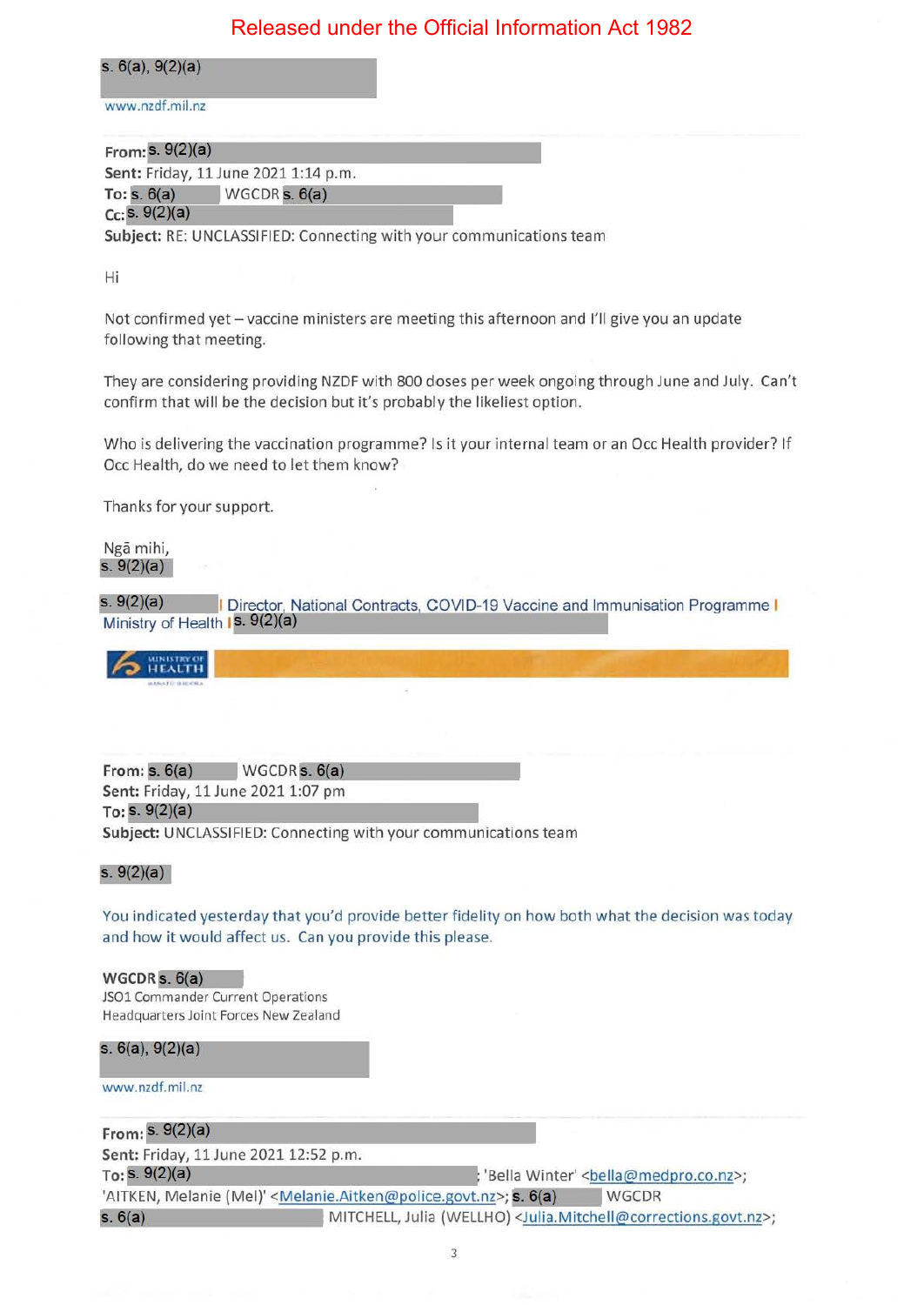Released under the Official Information Act 1982

s. 6(a), 9(2)(a)

www.nzdf.mil.nz

**From:** s. 9(2)(a)
**Sent:** Friday, 11 June 2021 1:14 p.m.
**To:** s. 6(a) WGCDR s. 6(a)
**Cc:** s. 9(2)(a)
**Subject:** RE: UNCLASSIFIED: Connecting with your communications team

Hi

Not confirmed yet – vaccine ministers are meeting this afternoon and I'll give you an update following that meeting.

They are considering providing NZDF with 800 doses per week ongoing through June and July. Can't confirm that will be the decision but it's probably the likeliest option.

Who is delivering the vaccination programme? Is it your internal team or an Occ Health provider? If Occ Health, do we need to let them know?

Thanks for your support.

Ngā mihi,
s. 9(2)(a)

s. 9(2)(a) | Director, National Contracts, COVID-19 Vaccine and Immunisation Programme | Ministry of Health | s. 9(2)(a)

**From:** s. 6(a) WGCDR s. 6(a)
**Sent:** Friday, 11 June 2021 1:07 pm
**To:** s. 9(2)(a)
**Subject:** UNCLASSIFIED: Connecting with your communications team

s. 9(2)(a)

You indicated yesterday that you'd provide better fidelity on how both what the decision was today and how it would affect us. Can you provide this please.

**WGCDR** s. 6(a)
JSO1 Commander Current Operations
Headquarters Joint Forces New Zealand

s. 6(a), 9(2)(a)

www.nzdf.mil.nz

**From:** s. 9(2)(a)
**Sent:** Friday, 11 June 2021 12:52 p.m.
**To:** s. 9(2)(a); 'Bella Winter' <bella@medpro.co.nz>; 'AITKEN, Melanie (Mel)' <Melanie.Aitken@police.govt.nz>; s. 6(a) WGCDR s. 6(a) MITCHELL, Julia (WELLHO) <Julia.Mitchell@corrections.govt.nz>;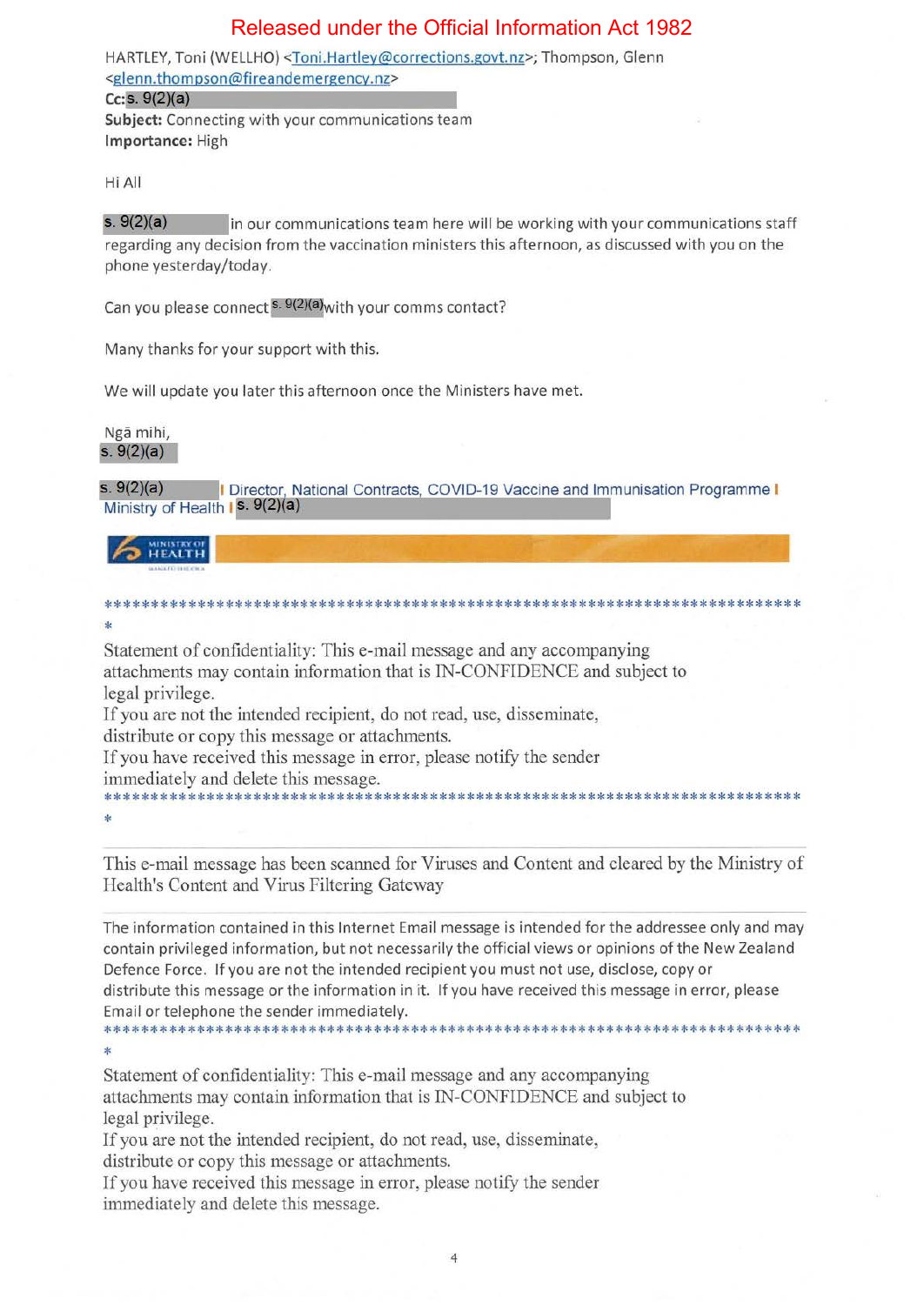Released under the Official Information Act 1982

HARTLEY, Toni (WELLHO) <Toni.Hartley@corrections.govt.nz>; Thompson, Glenn <glenn.thompson@fireandemergency.nz>
**Cc:** s. 9(2)(a)
**Subject:** Connecting with your communications team
**Importance:** High

Hi All

s. 9(2)(a) in our communications team here will be working with your communications staff regarding any decision from the vaccination ministers this afternoon, as discussed with you on the phone yesterday/today.

Can you please connect s. 9(2)(a) with your comms contact?

Many thanks for your support with this.

We will update you later this afternoon once the Ministers have met.

Ngā mihi,
s. 9(2)(a)

s. 9(2)(a) | Director, National Contracts, COVID-19 Vaccine and Immunisation Programme | Ministry of Health | s. 9(2)(a)

MINISTRY OF HEALTH
MANATŪ HAUORA

****************************************************************************
*

Statement of confidentiality: This e-mail message and any accompanying attachments may contain information that is IN-CONFIDENCE and subject to legal privilege.
If you are not the intended recipient, do not read, use, disseminate, distribute or copy this message or attachments.
If you have received this message in error, please notify the sender immediately and delete this message.
****************************************************************************
*

---

This e-mail message has been scanned for Viruses and Content and cleared by the Ministry of Health's Content and Virus Filtering Gateway

---

The information contained in this Internet Email message is intended for the addressee only and may contain privileged information, but not necessarily the official views or opinions of the New Zealand Defence Force. If you are not the intended recipient you must not use, disclose, copy or distribute this message or the information in it. If you have received this message in error, please Email or telephone the sender immediately.
****************************************************************************
*

Statement of confidentiality: This e-mail message and any accompanying attachments may contain information that is IN-CONFIDENCE and subject to legal privilege.
If you are not the intended recipient, do not read, use, disseminate, distribute or copy this message or attachments.
If you have received this message in error, please notify the sender immediately and delete this message.